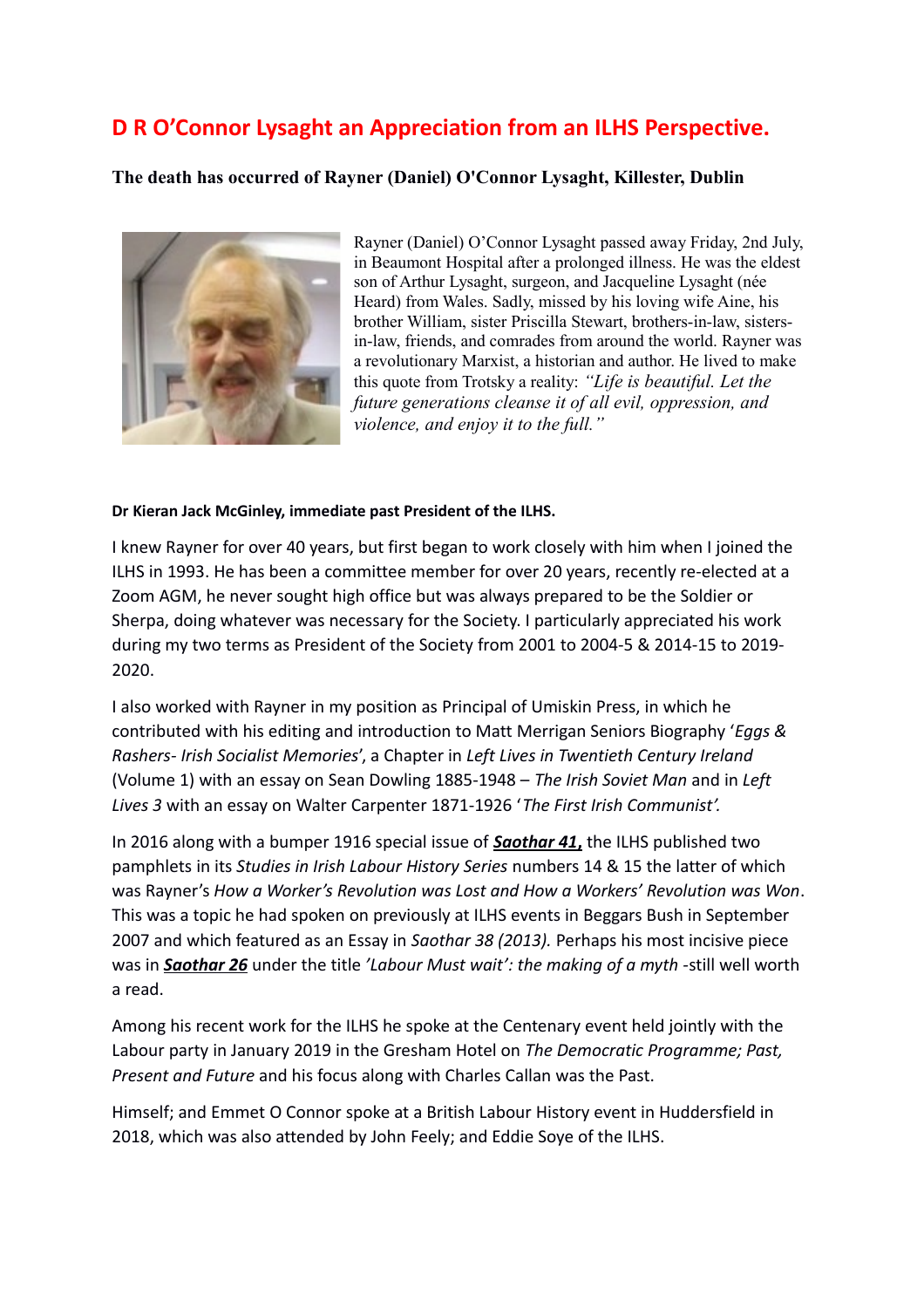# D R O'Connor Lysaght an Appreciation from an ILHS Perspective.

**The death has occurred of Rayner (Daniel) O'Connor Lysaght, Killester, Dublin**

Rayner (Daniel) O'Connor Lysaght passed away Friday, 2nd July, in Beaumont Hospital after a prolonged illness. He was the eldest son of Arthur Lysaght, surgeon, and Jacqueline Lysaght (née Heard) from Wales. Sadly, missed by his loving wife Aine, his brother William, sister Priscilla Stewart, brothers-in-law, sisters-in-law, friends, and comrades from around the world. Rayner was a revolutionary Marxist, a historian and author. He lived to make this quote from Trotsky a reality: *"Life is beautiful. Let the future generations cleanse it of all evil, oppression, and violence, and enjoy it to the full."*

**Dr Kieran Jack McGinley, immediate past President of the ILHS.**

I knew Rayner for over 40 years, but first began to work closely with him when I joined the ILHS in 1993. He has been a committee member for over 20 years, recently re-elected at a Zoom AGM, he never sought high office but was always prepared to be the Soldier or Sherpa, doing whatever was necessary for the Society. I particularly appreciated his work during my two terms as President of the Society from 2001 to 2004-5 & 2014-15 to 2019-2020.

I also worked with Rayner in my position as Principal of Umiskin Press, in which he contributed with his editing and introduction to Matt Merrigan Seniors Biography '*Eggs & Rashers- Irish Socialist Memories*', a Chapter in *Left Lives in Twentieth Century Ireland* (Volume 1) with an essay on Sean Dowling 1885-1948 – *The Irish Soviet Man* and in *Left Lives 3* with an essay on Walter Carpenter 1871-1926 '*The First Irish Communist'.*

In 2016 along with a bumper 1916 special issue of ***Saothar 41*,** the ILHS published two pamphlets in its *Studies in Irish Labour History Series* numbers 14 & 15 the latter of which was Rayner's *How a Worker's Revolution was Lost and How a Workers' Revolution was Won*. This was a topic he had spoken on previously at ILHS events in Beggars Bush in September 2007 and which featured as an Essay in *Saothar 38 (2013).* Perhaps his most incisive piece was in ***Saothar 26*** under the title *'Labour Must wait': the making of a myth* -still well worth a read.

Among his recent work for the ILHS he spoke at the Centenary event held jointly with the Labour party in January 2019 in the Gresham Hotel on *The Democratic Programme; Past, Present and Future* and his focus along with Charles Callan was the Past.

Himself; and Emmet O Connor spoke at a British Labour History event in Huddersfield in 2018, which was also attended by John Feely; and Eddie Soye of the ILHS.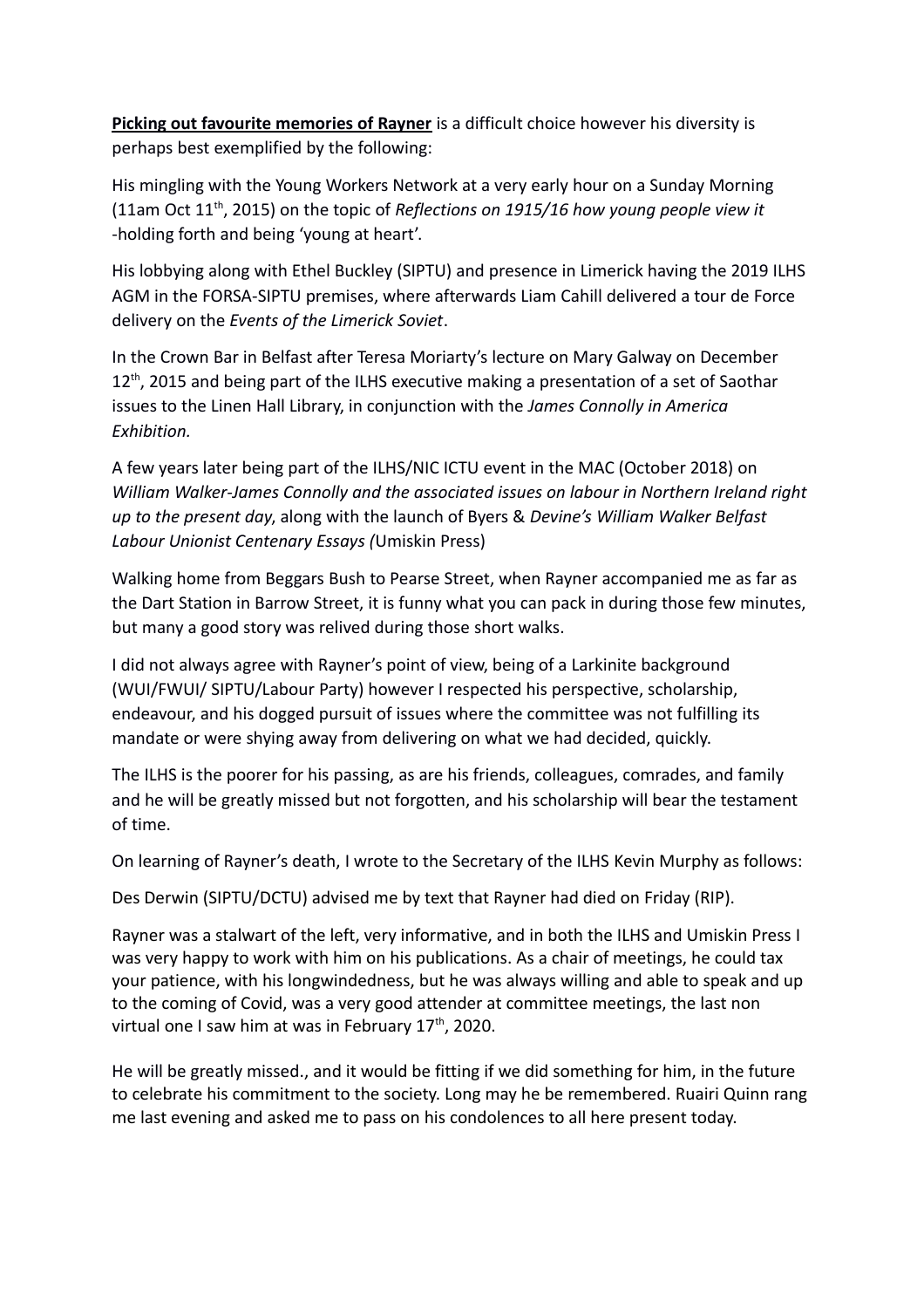**Picking out favourite memories of Rayner** is a difficult choice however his diversity is perhaps best exemplified by the following:

His mingling with the Young Workers Network at a very early hour on a Sunday Morning (11am Oct 11th, 2015) on the topic of *Reflections on 1915/16 how young people view it* -holding forth and being 'young at heart'.

His lobbying along with Ethel Buckley (SIPTU) and presence in Limerick having the 2019 ILHS AGM in the FORSA-SIPTU premises, where afterwards Liam Cahill delivered a tour de Force delivery on the *Events of the Limerick Soviet*.

In the Crown Bar in Belfast after Teresa Moriarty's lecture on Mary Galway on December 12th, 2015 and being part of the ILHS executive making a presentation of a set of Saothar issues to the Linen Hall Library, in conjunction with the *James Connolly in America Exhibition.*

A few years later being part of the ILHS/NIC ICTU event in the MAC (October 2018) on *William Walker-James Connolly and the associated issues on labour in Northern Ireland right up to the present day*, along with the launch of Byers & *Devine's William Walker Belfast Labour Unionist Centenary Essays (*Umiskin Press)

Walking home from Beggars Bush to Pearse Street, when Rayner accompanied me as far as the Dart Station in Barrow Street, it is funny what you can pack in during those few minutes, but many a good story was relived during those short walks.

I did not always agree with Rayner's point of view, being of a Larkinite background (WUI/FWUI/ SIPTU/Labour Party) however I respected his perspective, scholarship, endeavour, and his dogged pursuit of issues where the committee was not fulfilling its mandate or were shying away from delivering on what we had decided, quickly.

The ILHS is the poorer for his passing, as are his friends, colleagues, comrades, and family and he will be greatly missed but not forgotten, and his scholarship will bear the testament of time.

On learning of Rayner's death, I wrote to the Secretary of the ILHS Kevin Murphy as follows:

Des Derwin (SIPTU/DCTU) advised me by text that Rayner had died on Friday (RIP).

Rayner was a stalwart of the left, very informative, and in both the ILHS and Umiskin Press I was very happy to work with him on his publications. As a chair of meetings, he could tax your patience, with his longwindedness, but he was always willing and able to speak and up to the coming of Covid, was a very good attender at committee meetings, the last non virtual one I saw him at was in February 17th, 2020.

He will be greatly missed., and it would be fitting if we did something for him, in the future to celebrate his commitment to the society. Long may he be remembered. Ruairi Quinn rang me last evening and asked me to pass on his condolences to all here present today.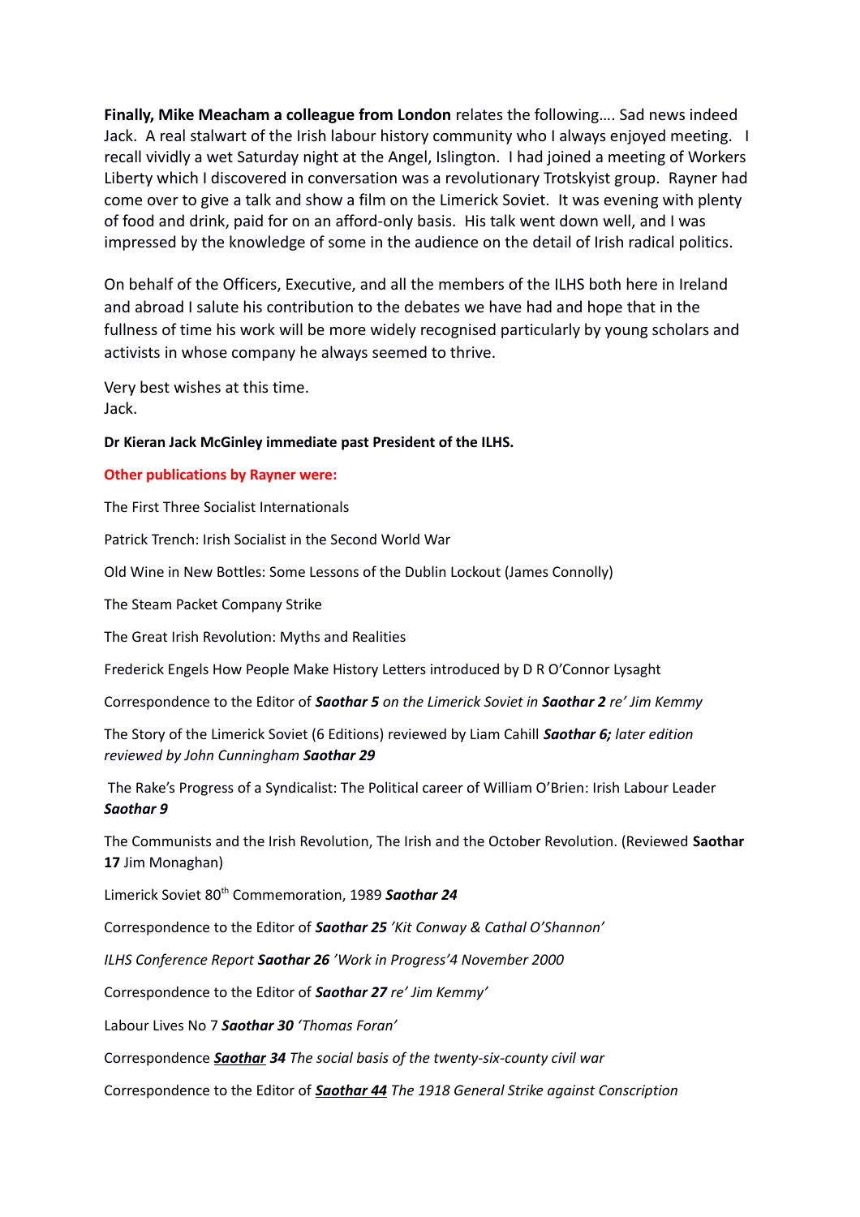**Finally, Mike Meacham a colleague from London** relates the following…. Sad news indeed Jack. A real stalwart of the Irish labour history community who I always enjoyed meeting. I recall vividly a wet Saturday night at the Angel, Islington. I had joined a meeting of Workers Liberty which I discovered in conversation was a revolutionary Trotskyist group. Rayner had come over to give a talk and show a film on the Limerick Soviet. It was evening with plenty of food and drink, paid for on an afford-only basis. His talk went down well, and I was impressed by the knowledge of some in the audience on the detail of Irish radical politics.

On behalf of the Officers, Executive, and all the members of the ILHS both here in Ireland and abroad I salute his contribution to the debates we have had and hope that in the fullness of time his work will be more widely recognised particularly by young scholars and activists in whose company he always seemed to thrive.

Very best wishes at this time.
Jack.

**Dr Kieran Jack McGinley immediate past President of the ILHS.**

**Other publications by Rayner were:**

The First Three Socialist Internationals

Patrick Trench: Irish Socialist in the Second World War

Old Wine in New Bottles: Some Lessons of the Dublin Lockout (James Connolly)

The Steam Packet Company Strike

The Great Irish Revolution: Myths and Realities

Frederick Engels How People Make History Letters introduced by D R O'Connor Lysaght

Correspondence to the Editor of ***Saothar 5*** *on the Limerick Soviet in* ***Saothar 2*** *re' Jim Kemmy*

The Story of the Limerick Soviet (6 Editions) reviewed by Liam Cahill ***Saothar 6;*** *later edition reviewed by John Cunningham* ***Saothar 29***

The Rake's Progress of a Syndicalist: The Political career of William O'Brien: Irish Labour Leader ***Saothar 9***

The Communists and the Irish Revolution, The Irish and the October Revolution. (Reviewed **Saothar 17** Jim Monaghan)

Limerick Soviet 80th Commemoration, 1989 ***Saothar 24***

Correspondence to the Editor of ***Saothar 25*** *'Kit Conway & Cathal O'Shannon'*

*ILHS Conference Report* ***Saothar 26*** *'Work in Progress'4 November 2000*

Correspondence to the Editor of ***Saothar 27*** *re' Jim Kemmy'*

Labour Lives No 7 ***Saothar 30*** *'Thomas Foran'*

Correspondence ***Saothar 34*** *The social basis of the twenty-six-county civil war*

Correspondence to the Editor of ***Saothar 44*** *The 1918 General Strike against Conscription*